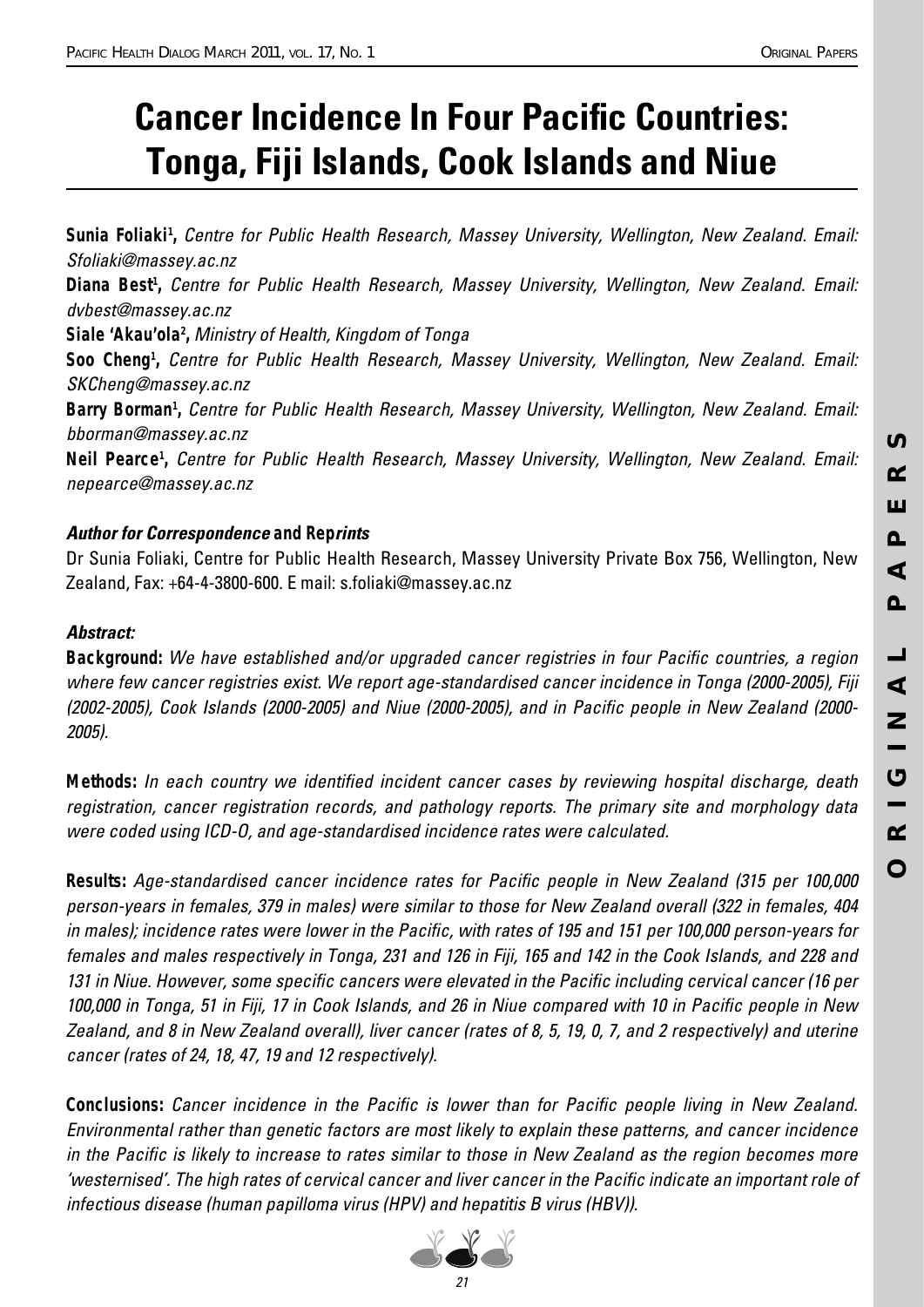# Cancer Incidence In Four Pacific Countries: Tonga, Fiji Islands, Cook Islands and Niue

**Sunia Foliaki**[1], *Centre for Public Health Research, Massey University, Wellington, New Zealand. Email: Sfoliaki@massey.ac.nz*

**Diana Best**[1], *Centre for Public Health Research, Massey University, Wellington, New Zealand. Email: dvbest@massey.ac.nz*

**Siale 'Akau'ola**[2], *Ministry of Health, Kingdom of Tonga*

**Soo Cheng**[1], *Centre for Public Health Research, Massey University, Wellington, New Zealand. Email: SKCheng@massey.ac.nz*

**Barry Borman**[1], *Centre for Public Health Research, Massey University, Wellington, New Zealand. Email: bborman@massey.ac.nz*

**Neil Pearce**[1], *Centre for Public Health Research, Massey University, Wellington, New Zealand. Email: nepearce@massey.ac.nz*

***Author for Correspondence* and Rep*rints***

Dr Sunia Foliaki, Centre for Public Health Research, Massey University Private Box 756, Wellington, New Zealand, Fax: +64-4-3800-600. E mail: s.foliaki@massey.ac.nz

***Abstract:***

**Background:** *We have established and/or upgraded cancer registries in four Pacific countries, a region where few cancer registries exist. We report age-standardised cancer incidence in Tonga (2000-2005), Fiji (2002-2005), Cook Islands (2000-2005) and Niue (2000-2005), and in Pacific people in New Zealand (2000-2005).*

**Methods:** *In each country we identified incident cancer cases by reviewing hospital discharge, death registration, cancer registration records, and pathology reports. The primary site and morphology data were coded using ICD-O, and age-standardised incidence rates were calculated.*

**Results:** *Age-standardised cancer incidence rates for Pacific people in New Zealand (315 per 100,000 person-years in females, 379 in males) were similar to those for New Zealand overall (322 in females, 404 in males); incidence rates were lower in the Pacific, with rates of 195 and 151 per 100,000 person-years for females and males respectively in Tonga, 231 and 126 in Fiji, 165 and 142 in the Cook Islands, and 228 and 131 in Niue. However, some specific cancers were elevated in the Pacific including cervical cancer (16 per 100,000 in Tonga, 51 in Fiji, 17 in Cook Islands, and 26 in Niue compared with 10 in Pacific people in New Zealand, and 8 in New Zealand overall), liver cancer (rates of 8, 5, 19, 0, 7, and 2 respectively) and uterine cancer (rates of 24, 18, 47, 19 and 12 respectively).*

**Conclusions:** *Cancer incidence in the Pacific is lower than for Pacific people living in New Zealand. Environmental rather than genetic factors are most likely to explain these patterns, and cancer incidence in the Pacific is likely to increase to rates similar to those in New Zealand as the region becomes more 'westernised'. The high rates of cervical cancer and liver cancer in the Pacific indicate an important role of infectious disease (human papilloma virus (HPV) and hepatitis B virus (HBV)).*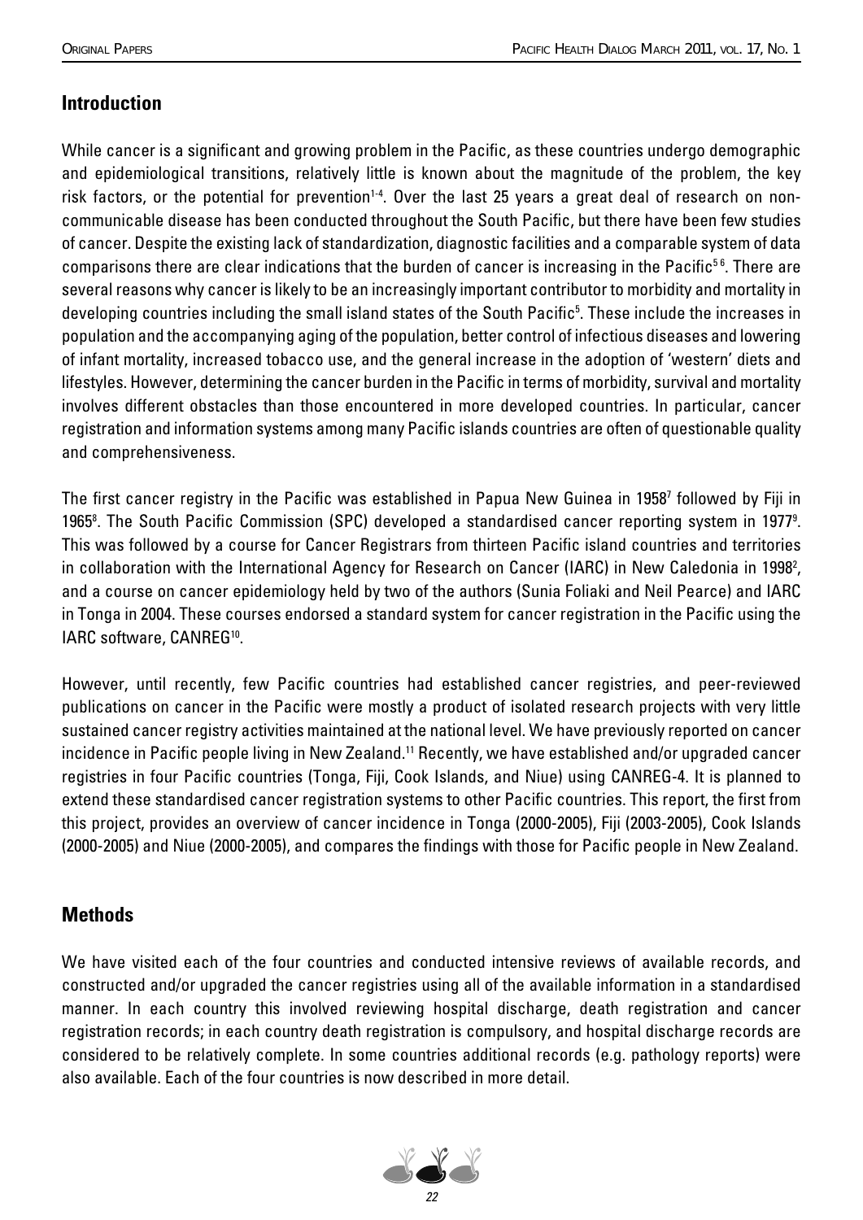## Introduction

While cancer is a significant and growing problem in the Pacific, as these countries undergo demographic and epidemiological transitions, relatively little is known about the magnitude of the problem, the key risk factors, or the potential for prevention[1-4]. Over the last 25 years a great deal of research on non-communicable disease has been conducted throughout the South Pacific, but there have been few studies of cancer. Despite the existing lack of standardization, diagnostic facilities and a comparable system of data comparisons there are clear indications that the burden of cancer is increasing in the Pacific[5,6]. There are several reasons why cancer is likely to be an increasingly important contributor to morbidity and mortality in developing countries including the small island states of the South Pacific[5]. These include the increases in population and the accompanying aging of the population, better control of infectious diseases and lowering of infant mortality, increased tobacco use, and the general increase in the adoption of 'western' diets and lifestyles. However, determining the cancer burden in the Pacific in terms of morbidity, survival and mortality involves different obstacles than those encountered in more developed countries. In particular, cancer registration and information systems among many Pacific islands countries are often of questionable quality and comprehensiveness.

The first cancer registry in the Pacific was established in Papua New Guinea in 1958[7] followed by Fiji in 1965[8]. The South Pacific Commission (SPC) developed a standardised cancer reporting system in 1977[9]. This was followed by a course for Cancer Registrars from thirteen Pacific island countries and territories in collaboration with the International Agency for Research on Cancer (IARC) in New Caledonia in 1998[2], and a course on cancer epidemiology held by two of the authors (Sunia Foliaki and Neil Pearce) and IARC in Tonga in 2004. These courses endorsed a standard system for cancer registration in the Pacific using the IARC software, CANREG[10].

However, until recently, few Pacific countries had established cancer registries, and peer-reviewed publications on cancer in the Pacific were mostly a product of isolated research projects with very little sustained cancer registry activities maintained at the national level. We have previously reported on cancer incidence in Pacific people living in New Zealand.[11] Recently, we have established and/or upgraded cancer registries in four Pacific countries (Tonga, Fiji, Cook Islands, and Niue) using CANREG-4. It is planned to extend these standardised cancer registration systems to other Pacific countries. This report, the first from this project, provides an overview of cancer incidence in Tonga (2000-2005), Fiji (2003-2005), Cook Islands (2000-2005) and Niue (2000-2005), and compares the findings with those for Pacific people in New Zealand.

## Methods

We have visited each of the four countries and conducted intensive reviews of available records, and constructed and/or upgraded the cancer registries using all of the available information in a standardised manner. In each country this involved reviewing hospital discharge, death registration and cancer registration records; in each country death registration is compulsory, and hospital discharge records are considered to be relatively complete. In some countries additional records (e.g. pathology reports) were also available. Each of the four countries is now described in more detail.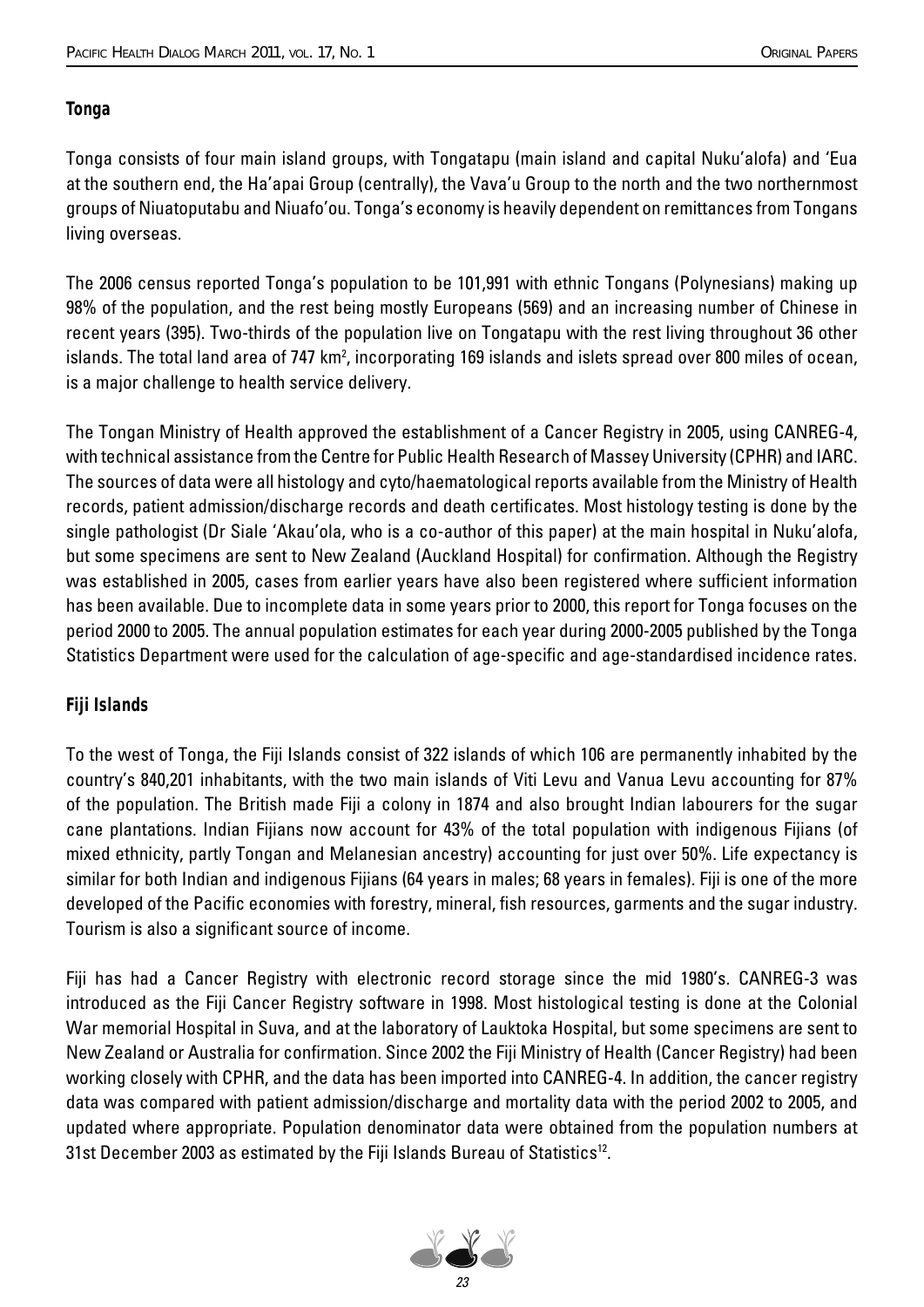### Tonga

Tonga consists of four main island groups, with Tongatapu (main island and capital Nuku'alofa) and 'Eua at the southern end, the Ha'apai Group (centrally), the Vava'u Group to the north and the two northernmost groups of Niuatoputabu and Niuafo'ou. Tonga's economy is heavily dependent on remittances from Tongans living overseas.

The 2006 census reported Tonga's population to be 101,991 with ethnic Tongans (Polynesians) making up 98% of the population, and the rest being mostly Europeans (569) and an increasing number of Chinese in recent years (395). Two-thirds of the population live on Tongatapu with the rest living throughout 36 other islands. The total land area of 747 km$^2$, incorporating 169 islands and islets spread over 800 miles of ocean, is a major challenge to health service delivery.

The Tongan Ministry of Health approved the establishment of a Cancer Registry in 2005, using CANREG-4, with technical assistance from the Centre for Public Health Research of Massey University (CPHR) and IARC. The sources of data were all histology and cyto/haematological reports available from the Ministry of Health records, patient admission/discharge records and death certificates. Most histology testing is done by the single pathologist (Dr Siale 'Akau'ola, who is a co-author of this paper) at the main hospital in Nuku'alofa, but some specimens are sent to New Zealand (Auckland Hospital) for confirmation. Although the Registry was established in 2005, cases from earlier years have also been registered where sufficient information has been available. Due to incomplete data in some years prior to 2000, this report for Tonga focuses on the period 2000 to 2005. The annual population estimates for each year during 2000-2005 published by the Tonga Statistics Department were used for the calculation of age-specific and age-standardised incidence rates.

### Fiji Islands

To the west of Tonga, the Fiji Islands consist of 322 islands of which 106 are permanently inhabited by the country's 840,201 inhabitants, with the two main islands of Viti Levu and Vanua Levu accounting for 87% of the population. The British made Fiji a colony in 1874 and also brought Indian labourers for the sugar cane plantations. Indian Fijians now account for 43% of the total population with indigenous Fijians (of mixed ethnicity, partly Tongan and Melanesian ancestry) accounting for just over 50%. Life expectancy is similar for both Indian and indigenous Fijians (64 years in males; 68 years in females). Fiji is one of the more developed of the Pacific economies with forestry, mineral, fish resources, garments and the sugar industry. Tourism is also a significant source of income.

Fiji has had a Cancer Registry with electronic record storage since the mid 1980's. CANREG-3 was introduced as the Fiji Cancer Registry software in 1998. Most histological testing is done at the Colonial War memorial Hospital in Suva, and at the laboratory of Lauktoka Hospital, but some specimens are sent to New Zealand or Australia for confirmation. Since 2002 the Fiji Ministry of Health (Cancer Registry) had been working closely with CPHR, and the data has been imported into CANREG-4. In addition, the cancer registry data was compared with patient admission/discharge and mortality data with the period 2002 to 2005, and updated where appropriate. Population denominator data were obtained from the population numbers at 31st December 2003 as estimated by the Fiji Islands Bureau of Statistics[12].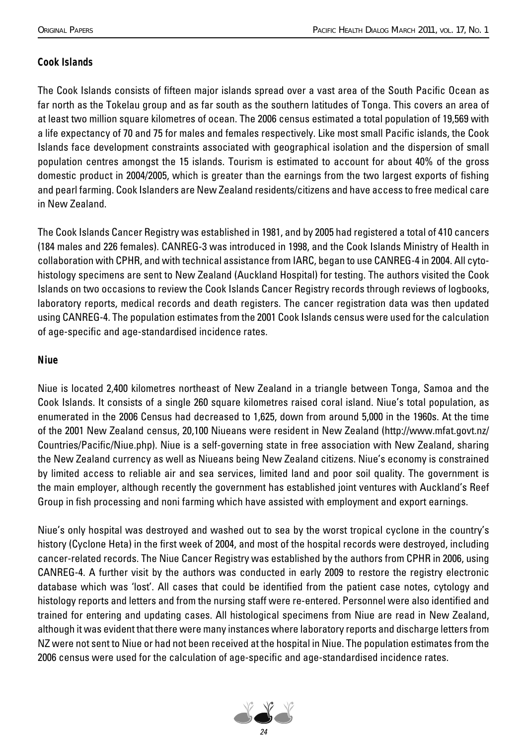### Cook Islands

The Cook Islands consists of fifteen major islands spread over a vast area of the South Pacific Ocean as far north as the Tokelau group and as far south as the southern latitudes of Tonga. This covers an area of at least two million square kilometres of ocean. The 2006 census estimated a total population of 19,569 with a life expectancy of 70 and 75 for males and females respectively. Like most small Pacific islands, the Cook Islands face development constraints associated with geographical isolation and the dispersion of small population centres amongst the 15 islands. Tourism is estimated to account for about 40% of the gross domestic product in 2004/2005, which is greater than the earnings from the two largest exports of fishing and pearl farming. Cook Islanders are New Zealand residents/citizens and have access to free medical care in New Zealand.

The Cook Islands Cancer Registry was established in 1981, and by 2005 had registered a total of 410 cancers (184 males and 226 females). CANREG-3 was introduced in 1998, and the Cook Islands Ministry of Health in collaboration with CPHR, and with technical assistance from IARC, began to use CANREG-4 in 2004. All cyto-histology specimens are sent to New Zealand (Auckland Hospital) for testing. The authors visited the Cook Islands on two occasions to review the Cook Islands Cancer Registry records through reviews of logbooks, laboratory reports, medical records and death registers. The cancer registration data was then updated using CANREG-4. The population estimates from the 2001 Cook Islands census were used for the calculation of age-specific and age-standardised incidence rates.

### Niue

Niue is located 2,400 kilometres northeast of New Zealand in a triangle between Tonga, Samoa and the Cook Islands. It consists of a single 260 square kilometres raised coral island. Niue's total population, as enumerated in the 2006 Census had decreased to 1,625, down from around 5,000 in the 1960s. At the time of the 2001 New Zealand census, 20,100 Niueans were resident in New Zealand (http://www.mfat.govt.nz/Countries/Pacific/Niue.php). Niue is a self-governing state in free association with New Zealand, sharing the New Zealand currency as well as Niueans being New Zealand citizens. Niue's economy is constrained by limited access to reliable air and sea services, limited land and poor soil quality. The government is the main employer, although recently the government has established joint ventures with Auckland's Reef Group in fish processing and noni farming which have assisted with employment and export earnings.

Niue's only hospital was destroyed and washed out to sea by the worst tropical cyclone in the country's history (Cyclone Heta) in the first week of 2004, and most of the hospital records were destroyed, including cancer-related records. The Niue Cancer Registry was established by the authors from CPHR in 2006, using CANREG-4. A further visit by the authors was conducted in early 2009 to restore the registry electronic database which was 'lost'. All cases that could be identified from the patient case notes, cytology and histology reports and letters and from the nursing staff were re-entered. Personnel were also identified and trained for entering and updating cases. All histological specimens from Niue are read in New Zealand, although it was evident that there were many instances where laboratory reports and discharge letters from NZ were not sent to Niue or had not been received at the hospital in Niue. The population estimates from the 2006 census were used for the calculation of age-specific and age-standardised incidence rates.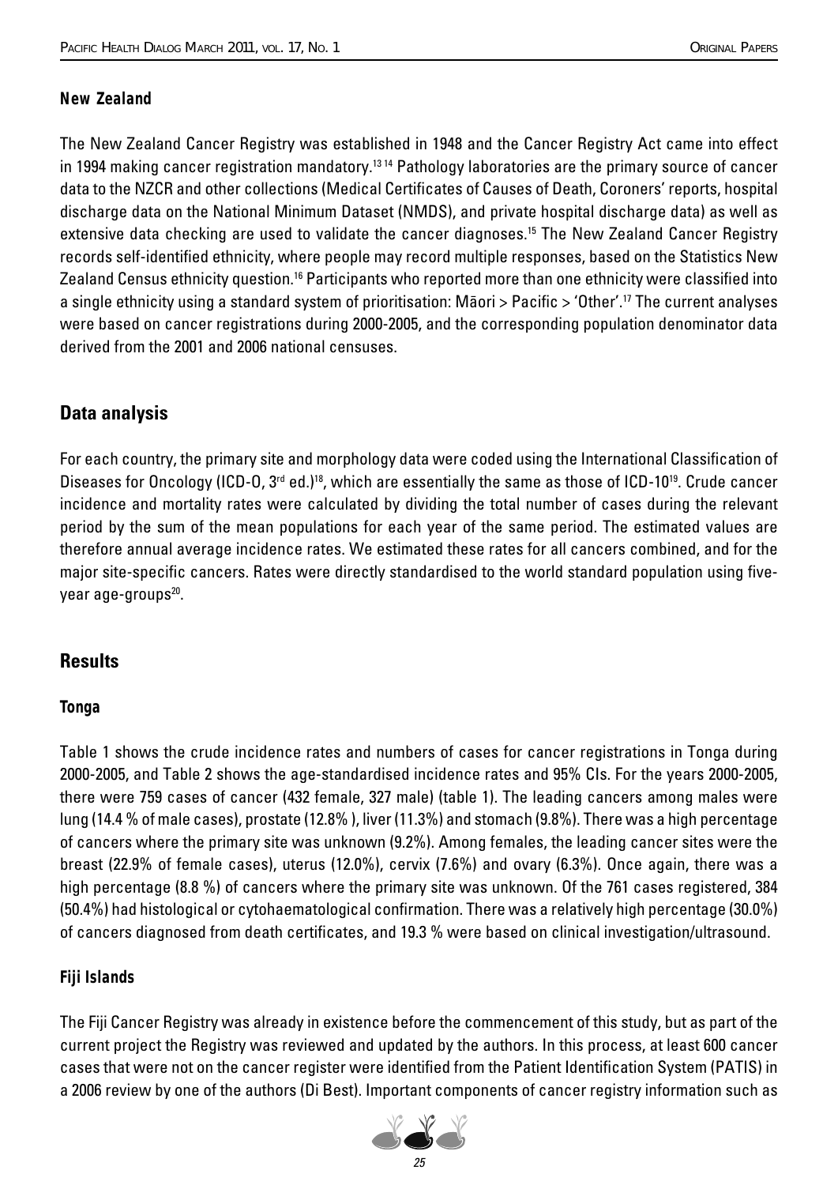### New Zealand

The New Zealand Cancer Registry was established in 1948 and the Cancer Registry Act came into effect in 1994 making cancer registration mandatory.[13 14] Pathology laboratories are the primary source of cancer data to the NZCR and other collections (Medical Certificates of Causes of Death, Coroners' reports, hospital discharge data on the National Minimum Dataset (NMDS), and private hospital discharge data) as well as extensive data checking are used to validate the cancer diagnoses.[15] The New Zealand Cancer Registry records self-identified ethnicity, where people may record multiple responses, based on the Statistics New Zealand Census ethnicity question.[16] Participants who reported more than one ethnicity were classified into a single ethnicity using a standard system of prioritisation: Māori > Pacific > 'Other'.[17] The current analyses were based on cancer registrations during 2000-2005, and the corresponding population denominator data derived from the 2001 and 2006 national censuses.

## Data analysis

For each country, the primary site and morphology data were coded using the International Classification of Diseases for Oncology (ICD-O, 3rd ed.)[18], which are essentially the same as those of ICD-10[19]. Crude cancer incidence and mortality rates were calculated by dividing the total number of cases during the relevant period by the sum of the mean populations for each year of the same period. The estimated values are therefore annual average incidence rates. We estimated these rates for all cancers combined, and for the major site-specific cancers. Rates were directly standardised to the world standard population using five-year age-groups[20].

## Results

### Tonga

Table 1 shows the crude incidence rates and numbers of cases for cancer registrations in Tonga during 2000-2005, and Table 2 shows the age-standardised incidence rates and 95% CIs. For the years 2000-2005, there were 759 cases of cancer (432 female, 327 male) (table 1). The leading cancers among males were lung (14.4 % of male cases), prostate (12.8% ), liver (11.3%) and stomach (9.8%). There was a high percentage of cancers where the primary site was unknown (9.2%). Among females, the leading cancer sites were the breast (22.9% of female cases), uterus (12.0%), cervix (7.6%) and ovary (6.3%). Once again, there was a high percentage (8.8 %) of cancers where the primary site was unknown. Of the 761 cases registered, 384 (50.4%) had histological or cytohaematological confirmation. There was a relatively high percentage (30.0%) of cancers diagnosed from death certificates, and 19.3 % were based on clinical investigation/ultrasound.

### Fiji Islands

The Fiji Cancer Registry was already in existence before the commencement of this study, but as part of the current project the Registry was reviewed and updated by the authors. In this process, at least 600 cancer cases that were not on the cancer register were identified from the Patient Identification System (PATIS) in a 2006 review by one of the authors (Di Best). Important components of cancer registry information such as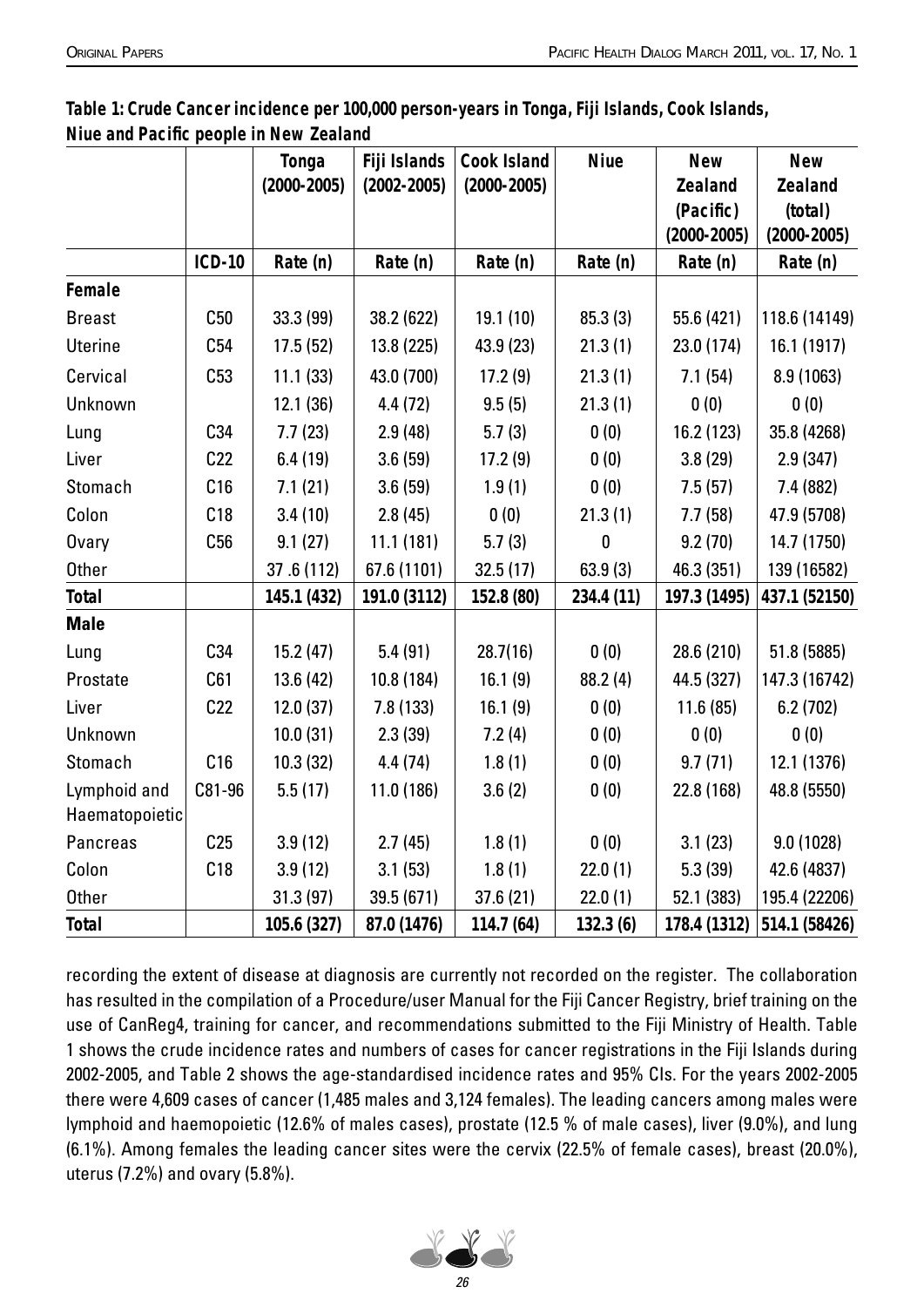**Table 1: Crude Cancer incidence per 100,000 person-years in Tonga, Fiji Islands, Cook Islands, Niue and Pacific people in New Zealand**

| | | Tonga (2000-2005) | Fiji Islands (2002-2005) | Cook Island (2000-2005) | Niue | New Zealand (Pacific) (2000-2005) | New Zealand (total) (2000-2005) |
|---|---|---|---|---|---|---|---|
| | **ICD-10** | **Rate (n)** | **Rate (n)** | **Rate (n)** | **Rate (n)** | **Rate (n)** | **Rate (n)** |
| **Female** | | | | | | | |
| Breast | C50 | 33.3 (99) | 38.2 (622) | 19.1 (10) | 85.3 (3) | 55.6 (421) | 118.6 (14149) |
| Uterine | C54 | 17.5 (52) | 13.8 (225) | 43.9 (23) | 21.3 (1) | 23.0 (174) | 16.1 (1917) |
| Cervical | C53 | 11.1 (33) | 43.0 (700) | 17.2 (9) | 21.3 (1) | 7.1 (54) | 8.9 (1063) |
| Unknown | | 12.1 (36) | 4.4 (72) | 9.5 (5) | 21.3 (1) | 0 (0) | 0 (0) |
| Lung | C34 | 7.7 (23) | 2.9 (48) | 5.7 (3) | 0 (0) | 16.2 (123) | 35.8 (4268) |
| Liver | C22 | 6.4 (19) | 3.6 (59) | 17.2 (9) | 0 (0) | 3.8 (29) | 2.9 (347) |
| Stomach | C16 | 7.1 (21) | 3.6 (59) | 1.9 (1) | 0 (0) | 7.5 (57) | 7.4 (882) |
| Colon | C18 | 3.4 (10) | 2.8 (45) | 0 (0) | 21.3 (1) | 7.7 (58) | 47.9 (5708) |
| Ovary | C56 | 9.1 (27) | 11.1 (181) | 5.7 (3) | 0 | 9.2 (70) | 14.7 (1750) |
| Other | | 37 .6 (112) | 67.6 (1101) | 32.5 (17) | 63.9 (3) | 46.3 (351) | 139 (16582) |
| **Total** | | **145.1 (432)** | **191.0 (3112)** | **152.8 (80)** | **234.4 (11)** | **197.3 (1495)** | **437.1 (52150)** |
| **Male** | | | | | | | |
| Lung | C34 | 15.2 (47) | 5.4 (91) | 28.7(16) | 0 (0) | 28.6 (210) | 51.8 (5885) |
| Prostate | C61 | 13.6 (42) | 10.8 (184) | 16.1 (9) | 88.2 (4) | 44.5 (327) | 147.3 (16742) |
| Liver | C22 | 12.0 (37) | 7.8 (133) | 16.1 (9) | 0 (0) | 11.6 (85) | 6.2 (702) |
| Unknown | | 10.0 (31) | 2.3 (39) | 7.2 (4) | 0 (0) | 0 (0) | 0 (0) |
| Stomach | C16 | 10.3 (32) | 4.4 (74) | 1.8 (1) | 0 (0) | 9.7 (71) | 12.1 (1376) |
| Lymphoid and Haematopoietic | C81-96 | 5.5 (17) | 11.0 (186) | 3.6 (2) | 0 (0) | 22.8 (168) | 48.8 (5550) |
| Pancreas | C25 | 3.9 (12) | 2.7 (45) | 1.8 (1) | 0 (0) | 3.1 (23) | 9.0 (1028) |
| Colon | C18 | 3.9 (12) | 3.1 (53) | 1.8 (1) | 22.0 (1) | 5.3 (39) | 42.6 (4837) |
| Other | | 31.3 (97) | 39.5 (671) | 37.6 (21) | 22.0 (1) | 52.1 (383) | 195.4 (22206) |
| **Total** | | **105.6 (327)** | **87.0 (1476)** | **114.7 (64)** | **132.3 (6)** | **178.4 (1312)** | **514.1 (58426)** |

recording the extent of disease at diagnosis are currently not recorded on the register. The collaboration has resulted in the compilation of a Procedure/user Manual for the Fiji Cancer Registry, brief training on the use of CanReg4, training for cancer, and recommendations submitted to the Fiji Ministry of Health. Table 1 shows the crude incidence rates and numbers of cases for cancer registrations in the Fiji Islands during 2002-2005, and Table 2 shows the age-standardised incidence rates and 95% CIs. For the years 2002-2005 there were 4,609 cases of cancer (1,485 males and 3,124 females). The leading cancers among males were lymphoid and haemopoietic (12.6% of males cases), prostate (12.5 % of male cases), liver (9.0%), and lung (6.1%). Among females the leading cancer sites were the cervix (22.5% of female cases), breast (20.0%), uterus (7.2%) and ovary (5.8%).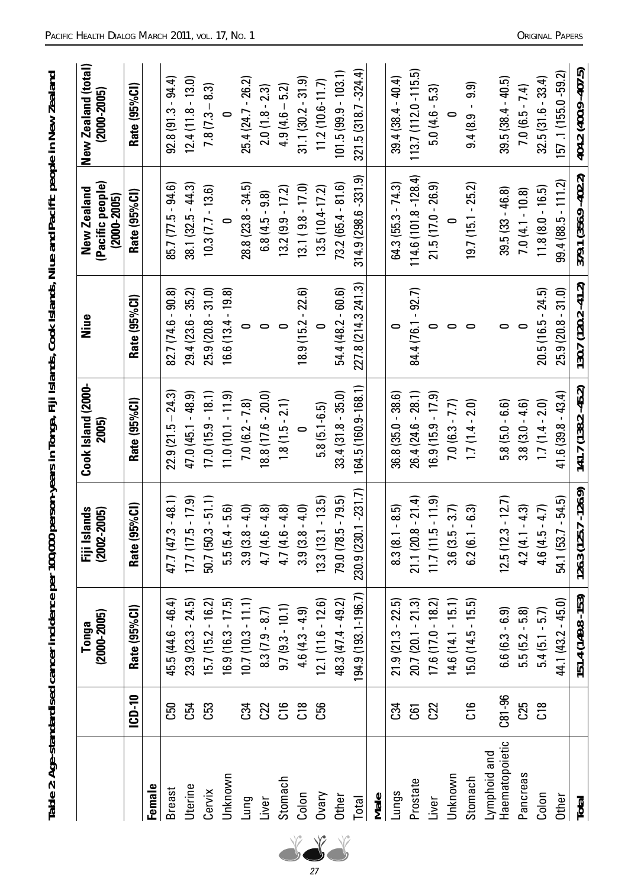**Table 2: Age-standardised cancer incidence per 100,000 person-years in Tonga, Fiji Islands, Cook Islands, Niue and Pacific people in New Zealand**

| | | Tonga (2000-2005) | Fiji Islands (2002-2005) | Cook Island (2000-2005) | Niue | New Zealand (Pacific people) (2000-2005) | New Zealand (total) (2000-2005) |
|---|---|---|---|---|---|---|---|
| | ICD-10 | Rate (95%CI) | Rate (95%CI) | Rate (95%CI) | Rate (95%CI) | Rate (95%CI) | Rate (95%CI) |
| **Female** | | | | | | | |
| Breast | C50 | 45.5 (44.6 - 46.4) | 47.7 (47.3 - 48.1) | 22.9 (21.5 – 24.3) | 82.7 (74.6 - 90.8) | 85.7 (77.5 - 94.6) | 92.8 (91.3 - 94.4) |
| Uterine | C54 | 23.9 (23.3 - 24.5) | 17.7 (17.5 - 17.9) | 47.0 (45.1 - 48.9) | 29.4 (23.6 - 35.2) | 38.1 (32.5 - 44.3) | 12.4 (11.8 - 13.0) |
| Cervix | C53 | 15.7 (15.2 - 16.2) | 50.7 (50.3 - 51.1) | 17.0 (15.9 - 18.1) | 25.9 (20.8 - 31.0) | 10.3 (7.7 - 13.6) | 7.8 (7.3 – 8.3) |
| Unknown | | 16.9 (16.3 - 17.5) | 5.5 (5.4 - 5.6) | 11.0 (10.1 - 11.9) | 16.6 (13.4 - 19.8) | 0 | 0 |
| Lung | C34 | 10.7 (10.3 - 11.1) | 3.9 (3.8 - 4.0) | 7.0 (6.2 - 7.8) | 0 | 28.8 (23.8 - 34.5) | 25.4 (24.7 - 26.2) |
| Liver | C22 | 8.3 (7.9 - 8.7) | 4.7 (4.6 - 4.8) | 18.8 (17.6 - 20.0) | 0 | 6.8 (4.5 - 9.8) | 2.0 (1.8 - 2.3) |
| Stomach | C16 | 9.7 (9.3 - 10.1) | 4.7 (4.6 - 4.8) | 1.8 (1.5 - 2.1) | 0 | 13.2 (9.9 - 17.2) | 4.9 (4.6 – 5.2) |
| Colon | C18 | 4.6 (4.3 - 4.9) | 3.9 (3.8 - 4.0) | 0 | 18.9 (15.2 - 22.6) | 13.1 ( 9.8 - 17.0) | 31.1 (30.2 - 31.9) |
| Ovary | C56 | 12.1 (11.6 - 12.6) | 13.3 (13.1 - 13.5) | 5.8 (5.1-6.5) | 0 | 13.5 (10.4-17.2) | 11.2 (10.6-11.7) |
| Other | | 48.3 (47.4 - 49.2) | 79.0 (78.5 - 79.5) | 33.4 (31.8 - 35.0) | 54.4 (48.2 - 60.6) | 73.2 (65.4 - 81.6) | 101.5 (99.9 - 103.1) |
| Total | | 194.9 (193.1-196.7) | 230.9 (230.1 -231.7) | 164.5 (160.9-168.1) | 227.8 (214.3 241.3) | 314.9 (298.6 -331.9) | 321.5 (318.7 -324.4) |
| **Male** | | | | | | | |
| Lungs | C34 | 21.9 (21.3 - 22.5) | 8.3 (8.1 - 8.5) | 36.8 (35.0 - 38.6) | 0 | 64.3 (55.3 - 74.3) | 39.4 (38.4 - 40.4) |
| Prostate | C61 | 20.7 (20.1 - 21.3) | 21.1 (20.8 - 21.4) | 26.4 (24.6 - 28.1) | 84.4 (76.1 - 92.7) | 114.6 (101.8 -128.4) | 113.7 (112.0 -115.5) |
| Liver | C22 | 17.6 (17.0 - 18.2) | 11.7 (11.5 - 11.9) | 16.9 (15.9 - 17.9) | 0 | 21.5 (17.0 - 26.9) | 5.0 (4.6 - 5.3) |
| Unknown | | 14.6 (14.1 - 15.1) | 3.6 (3.5 - 3.7) | 7.0 (6.3 - 7.7) | 0 | 0 | 0 |
| Stomach | C16 | 15.0 (14.5 - 15.5) | 6.2 (6.1 - 6.3) | 1.7 (1.4 - 2.0) | 0 | 19.7 (15.1 - 25.2) | 9.4 (8.9 – 9.9) |
| Lymphoid and Haematopoietic | C81-96 | 6.6 (6.3 - 6.9) | 12.5 (12.3 - 12.7) | 5.8 (5.0 - 6.6) | 0 | 39.5 (33 - 46.8) | 39.5 (38.4 - 40.5) |
| Pancreas | C25 | 5.5 (5.2 - 5.8) | 4.2 (4.1 - 4.3) | 3.8 (3.0 - 4.6) | 0 | 7.0 (4.1 - 10.8) | 7.0 (6.5 - 7.4) |
| Colon | C18 | 5.4 (5.1 - 5.7) | 4.6 (4.5 - 4.7) | 1.7 (1.4 - 2.0) | 20.5 (16.5 - 24.5) | 11.8 (8.0 - 16.5) | 32.5 (31.6 - 33.4) |
| Other | | 44.1 (43.2 - 45.0) | 54.1 (53.7 - 54.5) | 41.6 (39.8 - 43.4) | 25.9 (20.8 - 31.0) | 99.4 (88.5 - 111.2) | 157 .1 (155.0 -59.2) |
| **Total** | | **151.4 (149.8 -153)** | **126.3 (125.7 -126.9)** | **141.7 (138.2 -145.2)** | **130.7 (120.2 -141.2)** | **379.1 (356.9 -402.2)** | **404.2 (400.9 -407.5)** |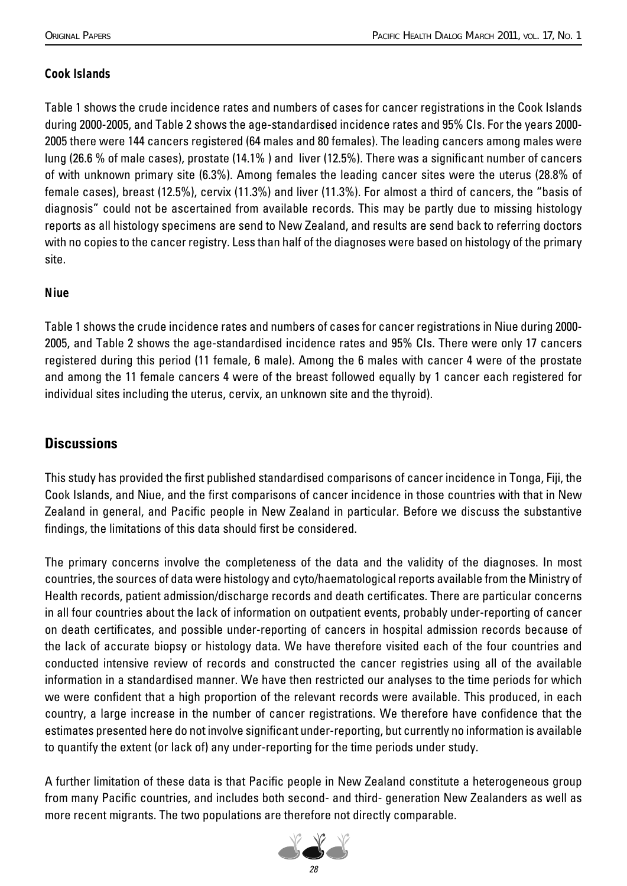### Cook Islands

Table 1 shows the crude incidence rates and numbers of cases for cancer registrations in the Cook Islands during 2000-2005, and Table 2 shows the age-standardised incidence rates and 95% CIs. For the years 2000-2005 there were 144 cancers registered (64 males and 80 females). The leading cancers among males were lung (26.6 % of male cases), prostate (14.1% ) and liver (12.5%). There was a significant number of cancers of with unknown primary site (6.3%). Among females the leading cancer sites were the uterus (28.8% of female cases), breast (12.5%), cervix (11.3%) and liver (11.3%). For almost a third of cancers, the "basis of diagnosis" could not be ascertained from available records. This may be partly due to missing histology reports as all histology specimens are send to New Zealand, and results are send back to referring doctors with no copies to the cancer registry. Less than half of the diagnoses were based on histology of the primary site.

### Niue

Table 1 shows the crude incidence rates and numbers of cases for cancer registrations in Niue during 2000-2005, and Table 2 shows the age-standardised incidence rates and 95% CIs. There were only 17 cancers registered during this period (11 female, 6 male). Among the 6 males with cancer 4 were of the prostate and among the 11 female cancers 4 were of the breast followed equally by 1 cancer each registered for individual sites including the uterus, cervix, an unknown site and the thyroid).

## Discussions

This study has provided the first published standardised comparisons of cancer incidence in Tonga, Fiji, the Cook Islands, and Niue, and the first comparisons of cancer incidence in those countries with that in New Zealand in general, and Pacific people in New Zealand in particular. Before we discuss the substantive findings, the limitations of this data should first be considered.

The primary concerns involve the completeness of the data and the validity of the diagnoses. In most countries, the sources of data were histology and cyto/haematological reports available from the Ministry of Health records, patient admission/discharge records and death certificates. There are particular concerns in all four countries about the lack of information on outpatient events, probably under-reporting of cancer on death certificates, and possible under-reporting of cancers in hospital admission records because of the lack of accurate biopsy or histology data. We have therefore visited each of the four countries and conducted intensive review of records and constructed the cancer registries using all of the available information in a standardised manner. We have then restricted our analyses to the time periods for which we were confident that a high proportion of the relevant records were available. This produced, in each country, a large increase in the number of cancer registrations. We therefore have confidence that the estimates presented here do not involve significant under-reporting, but currently no information is available to quantify the extent (or lack of) any under-reporting for the time periods under study.

A further limitation of these data is that Pacific people in New Zealand constitute a heterogeneous group from many Pacific countries, and includes both second- and third- generation New Zealanders as well as more recent migrants. The two populations are therefore not directly comparable.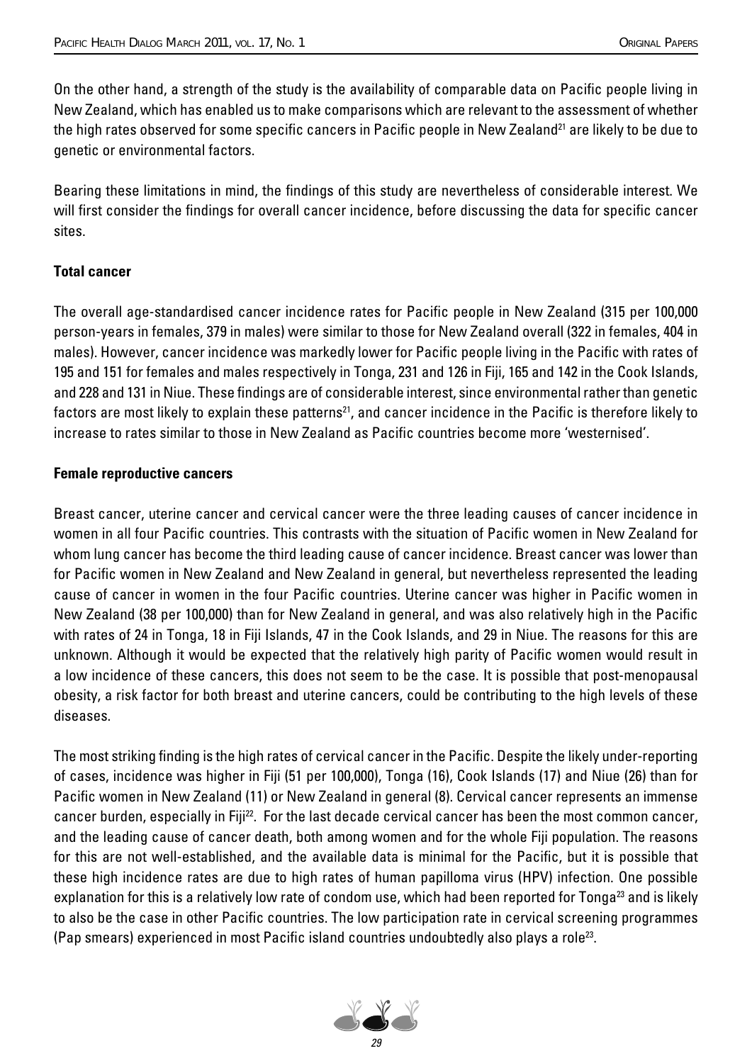On the other hand, a strength of the study is the availability of comparable data on Pacific people living in New Zealand, which has enabled us to make comparisons which are relevant to the assessment of whether the high rates observed for some specific cancers in Pacific people in New Zealand[21] are likely to be due to genetic or environmental factors.

Bearing these limitations in mind, the findings of this study are nevertheless of considerable interest. We will first consider the findings for overall cancer incidence, before discussing the data for specific cancer sites.

**Total cancer**

The overall age-standardised cancer incidence rates for Pacific people in New Zealand (315 per 100,000 person-years in females, 379 in males) were similar to those for New Zealand overall (322 in females, 404 in males). However, cancer incidence was markedly lower for Pacific people living in the Pacific with rates of 195 and 151 for females and males respectively in Tonga, 231 and 126 in Fiji, 165 and 142 in the Cook Islands, and 228 and 131 in Niue. These findings are of considerable interest, since environmental rather than genetic factors are most likely to explain these patterns[21], and cancer incidence in the Pacific is therefore likely to increase to rates similar to those in New Zealand as Pacific countries become more 'westernised'.

**Female reproductive cancers**

Breast cancer, uterine cancer and cervical cancer were the three leading causes of cancer incidence in women in all four Pacific countries. This contrasts with the situation of Pacific women in New Zealand for whom lung cancer has become the third leading cause of cancer incidence. Breast cancer was lower than for Pacific women in New Zealand and New Zealand in general, but nevertheless represented the leading cause of cancer in women in the four Pacific countries. Uterine cancer was higher in Pacific women in New Zealand (38 per 100,000) than for New Zealand in general, and was also relatively high in the Pacific with rates of 24 in Tonga, 18 in Fiji Islands, 47 in the Cook Islands, and 29 in Niue. The reasons for this are unknown. Although it would be expected that the relatively high parity of Pacific women would result in a low incidence of these cancers, this does not seem to be the case. It is possible that post-menopausal obesity, a risk factor for both breast and uterine cancers, could be contributing to the high levels of these diseases.

The most striking finding is the high rates of cervical cancer in the Pacific. Despite the likely under-reporting of cases, incidence was higher in Fiji (51 per 100,000), Tonga (16), Cook Islands (17) and Niue (26) than for Pacific women in New Zealand (11) or New Zealand in general (8). Cervical cancer represents an immense cancer burden, especially in Fiji[22]. For the last decade cervical cancer has been the most common cancer, and the leading cause of cancer death, both among women and for the whole Fiji population. The reasons for this are not well-established, and the available data is minimal for the Pacific, but it is possible that these high incidence rates are due to high rates of human papilloma virus (HPV) infection. One possible explanation for this is a relatively low rate of condom use, which had been reported for Tonga[23] and is likely to also be the case in other Pacific countries. The low participation rate in cervical screening programmes (Pap smears) experienced in most Pacific island countries undoubtedly also plays a role[23].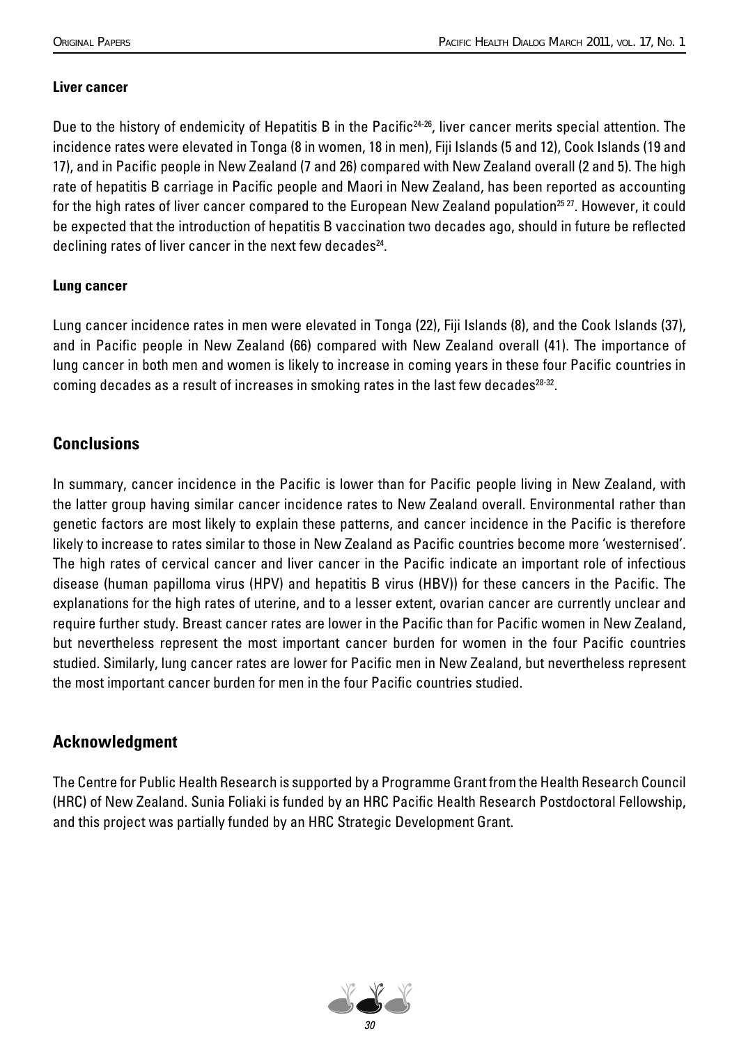### Liver cancer

Due to the history of endemicity of Hepatitis B in the Pacific[24-26], liver cancer merits special attention. The incidence rates were elevated in Tonga (8 in women, 18 in men), Fiji Islands (5 and 12), Cook Islands (19 and 17), and in Pacific people in New Zealand (7 and 26) compared with New Zealand overall (2 and 5). The high rate of hepatitis B carriage in Pacific people and Maori in New Zealand, has been reported as accounting for the high rates of liver cancer compared to the European New Zealand population[25 27]. However, it could be expected that the introduction of hepatitis B vaccination two decades ago, should in future be reflected declining rates of liver cancer in the next few decades[24].

### Lung cancer

Lung cancer incidence rates in men were elevated in Tonga (22), Fiji Islands (8), and the Cook Islands (37), and in Pacific people in New Zealand (66) compared with New Zealand overall (41). The importance of lung cancer in both men and women is likely to increase in coming years in these four Pacific countries in coming decades as a result of increases in smoking rates in the last few decades[28-32].

## Conclusions

In summary, cancer incidence in the Pacific is lower than for Pacific people living in New Zealand, with the latter group having similar cancer incidence rates to New Zealand overall. Environmental rather than genetic factors are most likely to explain these patterns, and cancer incidence in the Pacific is therefore likely to increase to rates similar to those in New Zealand as Pacific countries become more 'westernised'. The high rates of cervical cancer and liver cancer in the Pacific indicate an important role of infectious disease (human papilloma virus (HPV) and hepatitis B virus (HBV)) for these cancers in the Pacific. The explanations for the high rates of uterine, and to a lesser extent, ovarian cancer are currently unclear and require further study. Breast cancer rates are lower in the Pacific than for Pacific women in New Zealand, but nevertheless represent the most important cancer burden for women in the four Pacific countries studied. Similarly, lung cancer rates are lower for Pacific men in New Zealand, but nevertheless represent the most important cancer burden for men in the four Pacific countries studied.

## Acknowledgment

The Centre for Public Health Research is supported by a Programme Grant from the Health Research Council (HRC) of New Zealand. Sunia Foliaki is funded by an HRC Pacific Health Research Postdoctoral Fellowship, and this project was partially funded by an HRC Strategic Development Grant.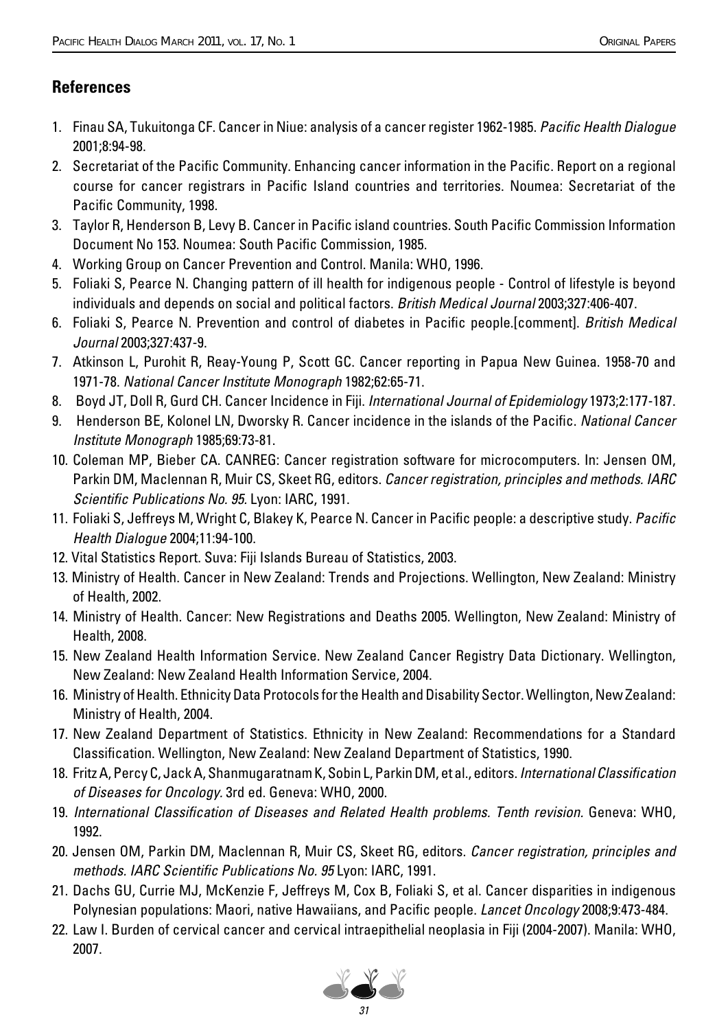## References

1. Finau SA, Tukuitonga CF. Cancer in Niue: analysis of a cancer register 1962-1985. *Pacific Health Dialogue* 2001;8:94-98.
2. Secretariat of the Pacific Community. Enhancing cancer information in the Pacific. Report on a regional course for cancer registrars in Pacific Island countries and territories. Noumea: Secretariat of the Pacific Community, 1998.
3. Taylor R, Henderson B, Levy B. Cancer in Pacific island countries. South Pacific Commission Information Document No 153. Noumea: South Pacific Commission, 1985.
4. Working Group on Cancer Prevention and Control. Manila: WHO, 1996.
5. Foliaki S, Pearce N. Changing pattern of ill health for indigenous people - Control of lifestyle is beyond individuals and depends on social and political factors. *British Medical Journal* 2003;327:406-407.
6. Foliaki S, Pearce N. Prevention and control of diabetes in Pacific people.[comment]. *British Medical Journal* 2003;327:437-9.
7. Atkinson L, Purohit R, Reay-Young P, Scott GC. Cancer reporting in Papua New Guinea. 1958-70 and 1971-78. *National Cancer Institute Monograph* 1982;62:65-71.
8. Boyd JT, Doll R, Gurd CH. Cancer Incidence in Fiji. *International Journal of Epidemiology* 1973;2:177-187.
9. Henderson BE, Kolonel LN, Dworsky R. Cancer incidence in the islands of the Pacific. *National Cancer Institute Monograph* 1985;69:73-81.
10. Coleman MP, Bieber CA. CANREG: Cancer registration software for microcomputers. In: Jensen OM, Parkin DM, Maclennan R, Muir CS, Skeet RG, editors. *Cancer registration, principles and methods. IARC Scientific Publications No. 95.* Lyon: IARC, 1991.
11. Foliaki S, Jeffreys M, Wright C, Blakey K, Pearce N. Cancer in Pacific people: a descriptive study. *Pacific Health Dialogue* 2004;11:94-100.
12. Vital Statistics Report. Suva: Fiji Islands Bureau of Statistics, 2003.
13. Ministry of Health. Cancer in New Zealand: Trends and Projections. Wellington, New Zealand: Ministry of Health, 2002.
14. Ministry of Health. Cancer: New Registrations and Deaths 2005. Wellington, New Zealand: Ministry of Health, 2008.
15. New Zealand Health Information Service. New Zealand Cancer Registry Data Dictionary. Wellington, New Zealand: New Zealand Health Information Service, 2004.
16. Ministry of Health. Ethnicity Data Protocols for the Health and Disability Sector. Wellington, New Zealand: Ministry of Health, 2004.
17. New Zealand Department of Statistics. Ethnicity in New Zealand: Recommendations for a Standard Classification. Wellington, New Zealand: New Zealand Department of Statistics, 1990.
18. Fritz A, Percy C, Jack A, Shanmugaratnam K, Sobin L, Parkin DM, et al., editors. *International Classification of Diseases for Oncology.* 3rd ed. Geneva: WHO, 2000.
19. *International Classification of Diseases and Related Health problems. Tenth revision.* Geneva: WHO, 1992.
20. Jensen OM, Parkin DM, Maclennan R, Muir CS, Skeet RG, editors. *Cancer registration, principles and methods. IARC Scientific Publications No. 95* Lyon: IARC, 1991.
21. Dachs GU, Currie MJ, McKenzie F, Jeffreys M, Cox B, Foliaki S, et al. Cancer disparities in indigenous Polynesian populations: Maori, native Hawaiians, and Pacific people. *Lancet Oncology* 2008;9:473-484.
22. Law I. Burden of cervical cancer and cervical intraepithelial neoplasia in Fiji (2004-2007). Manila: WHO, 2007.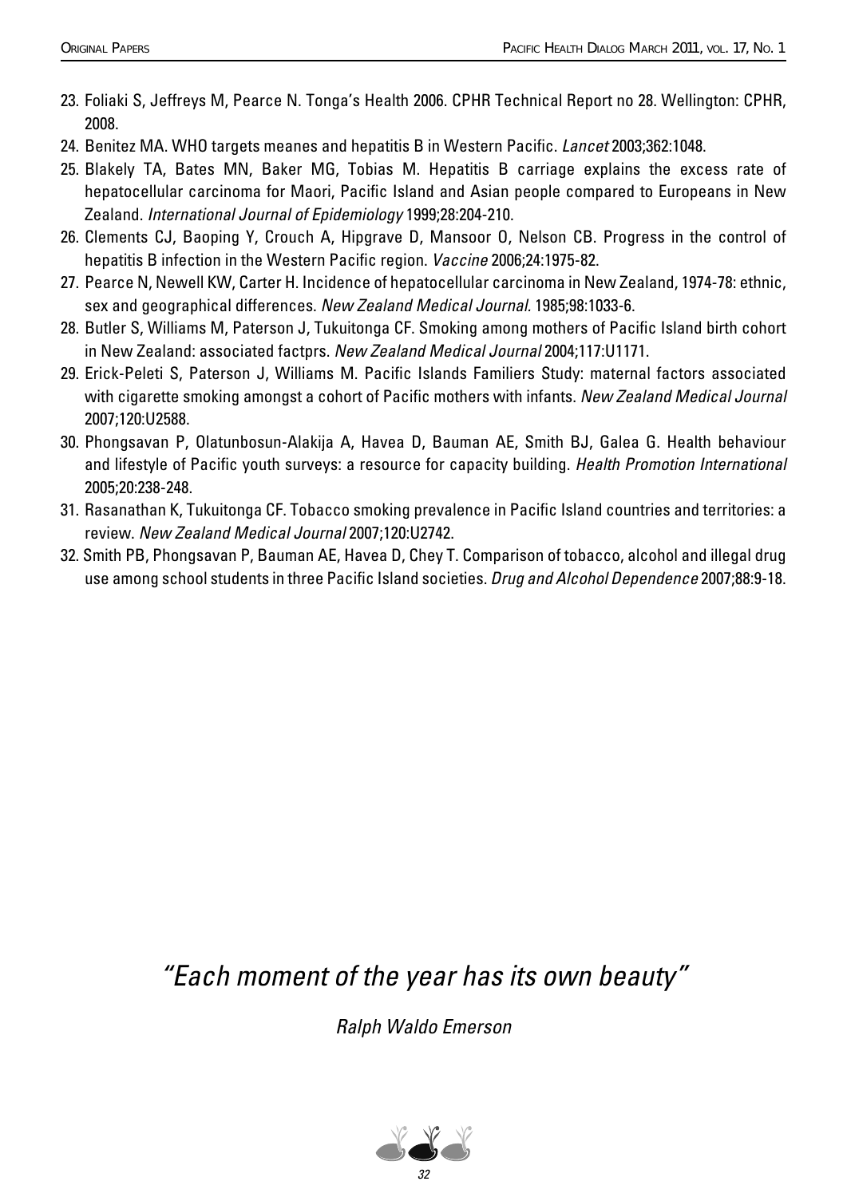23. Foliaki S, Jeffreys M, Pearce N. Tonga's Health 2006. CPHR Technical Report no 28. Wellington: CPHR, 2008.
24. Benitez MA. WHO targets meanes and hepatitis B in Western Pacific. *Lancet* 2003;362:1048.
25. Blakely TA, Bates MN, Baker MG, Tobias M. Hepatitis B carriage explains the excess rate of hepatocellular carcinoma for Maori, Pacific Island and Asian people compared to Europeans in New Zealand. *International Journal of Epidemiology* 1999;28:204-210.
26. Clements CJ, Baoping Y, Crouch A, Hipgrave D, Mansoor O, Nelson CB. Progress in the control of hepatitis B infection in the Western Pacific region. *Vaccine* 2006;24:1975-82.
27. Pearce N, Newell KW, Carter H. Incidence of hepatocellular carcinoma in New Zealand, 1974-78: ethnic, sex and geographical differences. *New Zealand Medical Journal.* 1985;98:1033-6.
28. Butler S, Williams M, Paterson J, Tukuitonga CF. Smoking among mothers of Pacific Island birth cohort in New Zealand: associated factprs. *New Zealand Medical Journal* 2004;117:U1171.
29. Erick-Peleti S, Paterson J, Williams M. Pacific Islands Familiers Study: maternal factors associated with cigarette smoking amongst a cohort of Pacific mothers with infants. *New Zealand Medical Journal* 2007;120:U2588.
30. Phongsavan P, Olatunbosun-Alakija A, Havea D, Bauman AE, Smith BJ, Galea G. Health behaviour and lifestyle of Pacific youth surveys: a resource for capacity building. *Health Promotion International* 2005;20:238-248.
31. Rasanathan K, Tukuitonga CF. Tobacco smoking prevalence in Pacific Island countries and territories: a review. *New Zealand Medical Journal* 2007;120:U2742.
32. Smith PB, Phongsavan P, Bauman AE, Havea D, Chey T. Comparison of tobacco, alcohol and illegal drug use among school students in three Pacific Island societies. *Drug and Alcohol Dependence* 2007;88:9-18.

*"Each moment of the year has its own beauty"*

*Ralph Waldo Emerson*